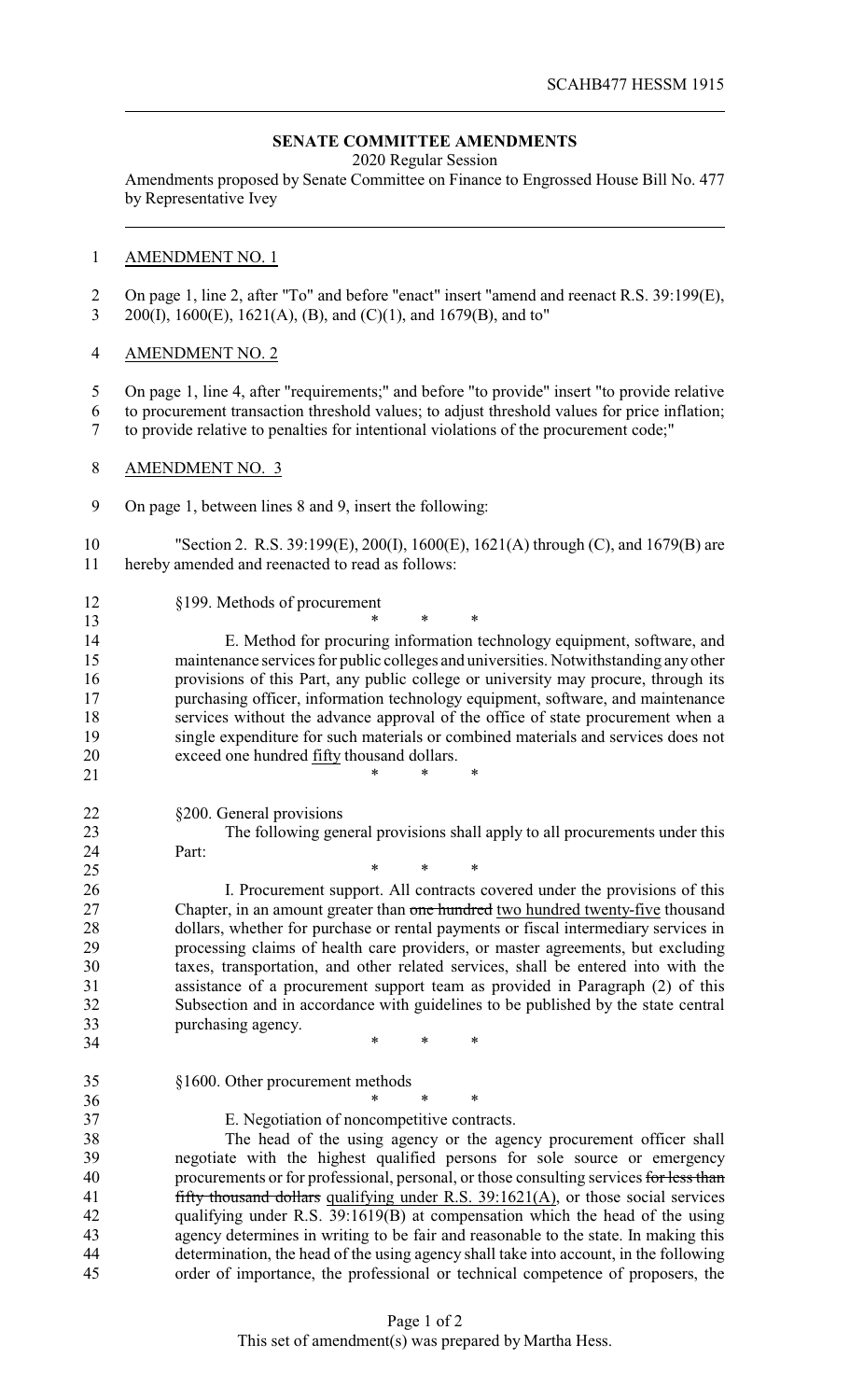**SENATE COMMITTEE AMENDMENTS**

2020 Regular Session

Amendments proposed by Senate Committee on Finance to Engrossed House Bill No. 477 by Representative Ivey

<u>AMENDMENT NO. 1</u>

On page 1, line 2, after "To" and before "enact" insert "amend and reenact R.S. 39:199(E), 200(I), 1600(E), 1621(A), (B), and (C)(1), and 1679(B), and to"

<u>AMENDMENT NO. 2</u>

On page 1, line 4, after "requirements;" and before "to provide" insert "to provide relative to procurement transaction threshold values; to adjust threshold values for price inflation; to provide relative to penalties for intentional violations of the procurement code;"

<u>AMENDMENT NO. 3</u>

On page 1, between lines 8 and 9, insert the following:

"Section 2. R.S. 39:199(E), 200(I), 1600(E), 1621(A) through (C), and 1679(B) are hereby amended and reenacted to read as follows:

§199. Methods of procurement

\* \* \*

E. Method for procuring information technology equipment, software, and maintenance services for public colleges and universities. Notwithstanding any other provisions of this Part, any public college or university may procure, through its purchasing officer, information technology equipment, software, and maintenance services without the advance approval of the office of state procurement when a single expenditure for such materials or combined materials and services does not exceed one hundred <u>fifty</u> thousand dollars.

\* \* \*

§200. General provisions

The following general provisions shall apply to all procurements under this Part:

\* \* \*

I. Procurement support. All contracts covered under the provisions of this Chapter, in an amount greater than ~~one hundred~~ <u>two hundred twenty-five</u> thousand dollars, whether for purchase or rental payments or fiscal intermediary services in processing claims of health care providers, or master agreements, but excluding taxes, transportation, and other related services, shall be entered into with the assistance of a procurement support team as provided in Paragraph (2) of this Subsection and in accordance with guidelines to be published by the state central purchasing agency.

\* \* \*

§1600. Other procurement methods

\* \* \*

E. Negotiation of noncompetitive contracts.

The head of the using agency or the agency procurement officer shall negotiate with the highest qualified persons for sole source or emergency procurements or for professional, personal, or those consulting services ~~for less than fifty thousand dollars~~ <u>qualifying under R.S. 39:1621(A)</u>, or those social services qualifying under R.S. 39:1619(B) at compensation which the head of the using agency determines in writing to be fair and reasonable to the state. In making this determination, the head of the using agency shall take into account, in the following order of importance, the professional or technical competence of proposers, the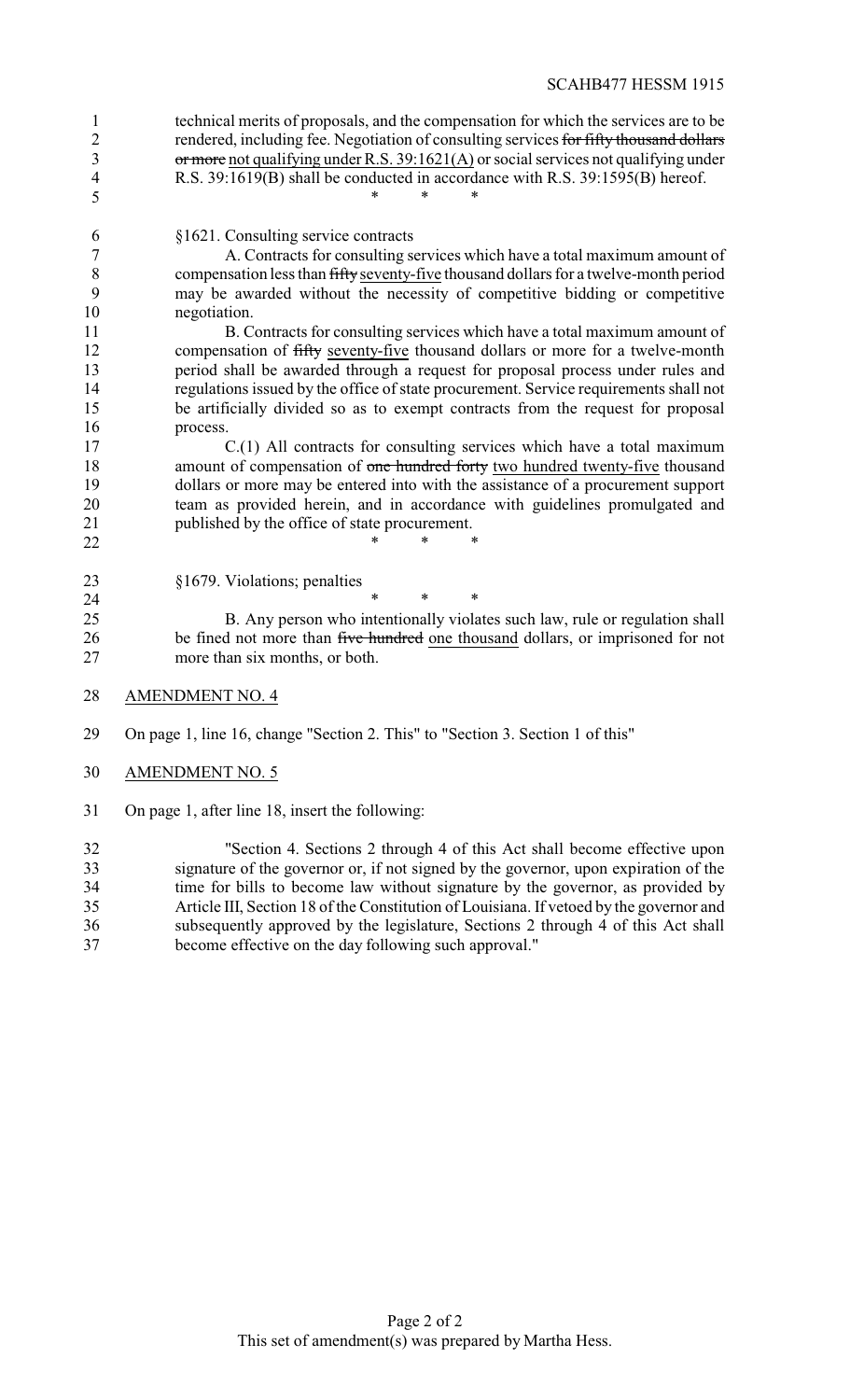technical merits of proposals, and the compensation for which the services are to be rendered, including fee. Negotiation of consulting services ~~for fifty thousand dollars or more~~ <u>not qualifying under R.S. 39:1621(A)</u> or social services not qualifying under R.S. 39:1619(B) shall be conducted in accordance with R.S. 39:1595(B) hereof.

\* \* \*

§1621. Consulting service contracts

A. Contracts for consulting services which have a total maximum amount of compensation less than ~~fifty~~ <u>seventy-five</u> thousand dollars for a twelve-month period may be awarded without the necessity of competitive bidding or competitive negotiation.

B. Contracts for consulting services which have a total maximum amount of compensation of ~~fifty~~ <u>seventy-five</u> thousand dollars or more for a twelve-month period shall be awarded through a request for proposal process under rules and regulations issued by the office of state procurement. Service requirements shall not be artificially divided so as to exempt contracts from the request for proposal process.

C.(1) All contracts for consulting services which have a total maximum amount of compensation of ~~one hundred forty~~ <u>two hundred twenty-five</u> thousand dollars or more may be entered into with the assistance of a procurement support team as provided herein, and in accordance with guidelines promulgated and published by the office of state procurement.

\* \* \*

§1679. Violations; penalties

\* \* \*

B. Any person who intentionally violates such law, rule or regulation shall be fined not more than ~~five hundred~~ <u>one thousand</u> dollars, or imprisoned for not more than six months, or both.

<u>AMENDMENT NO. 4</u>

On page 1, line 16, change "Section 2. This" to "Section 3. Section 1 of this"

<u>AMENDMENT NO. 5</u>

On page 1, after line 18, insert the following:

"Section 4. Sections 2 through 4 of this Act shall become effective upon signature of the governor or, if not signed by the governor, upon expiration of the time for bills to become law without signature by the governor, as provided by Article III, Section 18 of the Constitution of Louisiana. If vetoed by the governor and subsequently approved by the legislature, Sections 2 through 4 of this Act shall become effective on the day following such approval."